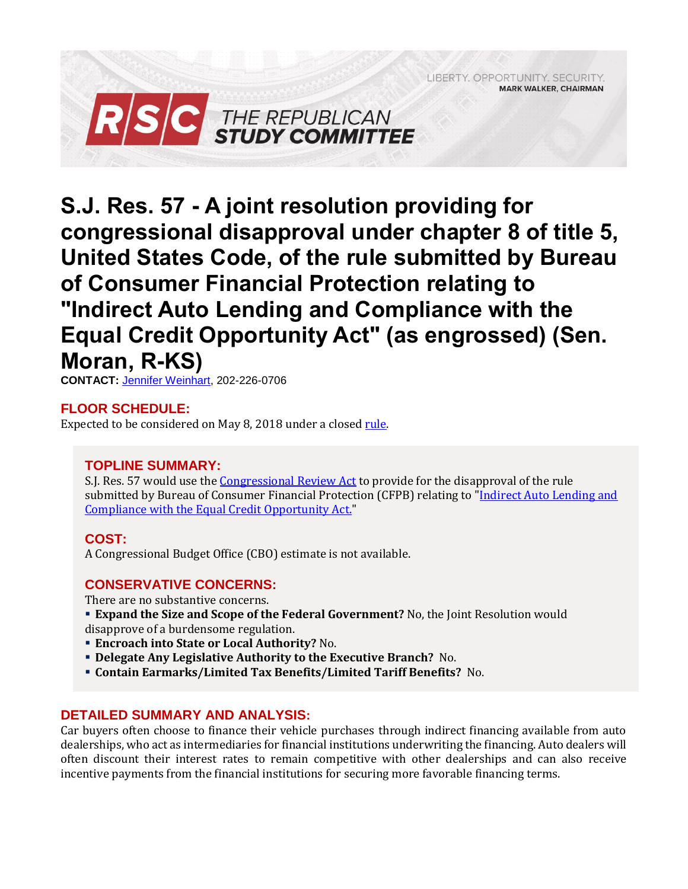LIBERTY. OPPORTUNITY. SECURITY.
**MARK WALKER, CHAIRMAN**

**RSC THE REPUBLICAN STUDY COMMITTEE**

# S.J. Res. 57 - A joint resolution providing for congressional disapproval under chapter 8 of title 5, United States Code, of the rule submitted by Bureau of Consumer Financial Protection relating to "Indirect Auto Lending and Compliance with the Equal Credit Opportunity Act" (as engrossed) (Sen. Moran, R-KS)

**CONTACT:** Jennifer Weinhart, 202-226-0706

## FLOOR SCHEDULE:

Expected to be considered on May 8, 2018 under a closed rule.

## TOPLINE SUMMARY:

S.J. Res. 57 would use the Congressional Review Act to provide for the disapproval of the rule submitted by Bureau of Consumer Financial Protection (CFPB) relating to "Indirect Auto Lending and Compliance with the Equal Credit Opportunity Act."

## COST:

A Congressional Budget Office (CBO) estimate is not available.

## CONSERVATIVE CONCERNS:

There are no substantive concerns.

- **Expand the Size and Scope of the Federal Government?** No, the Joint Resolution would disapprove of a burdensome regulation.
- **Encroach into State or Local Authority?** No.
- **Delegate Any Legislative Authority to the Executive Branch?** No.
- **Contain Earmarks/Limited Tax Benefits/Limited Tariff Benefits?** No.

## DETAILED SUMMARY AND ANALYSIS:

Car buyers often choose to finance their vehicle purchases through indirect financing available from auto dealerships, who act as intermediaries for financial institutions underwriting the financing. Auto dealers will often discount their interest rates to remain competitive with other dealerships and can also receive incentive payments from the financial institutions for securing more favorable financing terms.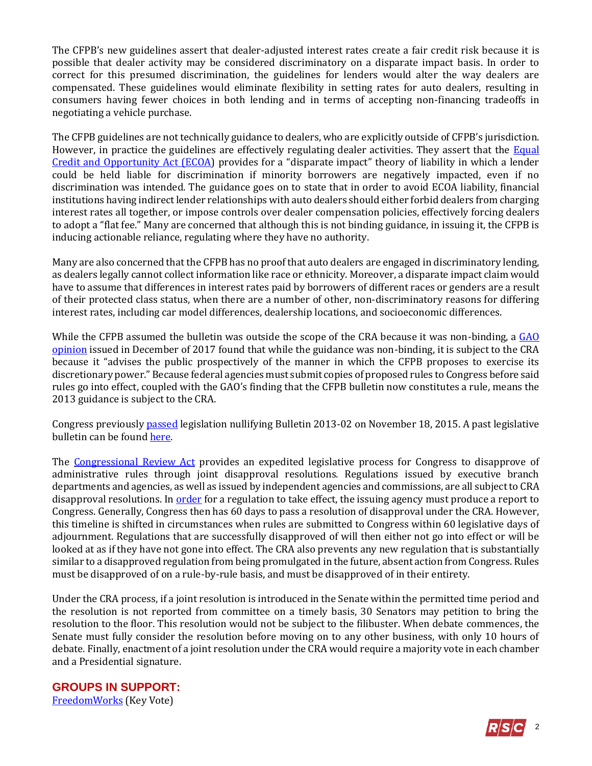The CFPB's new guidelines assert that dealer-adjusted interest rates create a fair credit risk because it is possible that dealer activity may be considered discriminatory on a disparate impact basis. In order to correct for this presumed discrimination, the guidelines for lenders would alter the way dealers are compensated. These guidelines would eliminate flexibility in setting rates for auto dealers, resulting in consumers having fewer choices in both lending and in terms of accepting non-financing tradeoffs in negotiating a vehicle purchase.

The CFPB guidelines are not technically guidance to dealers, who are explicitly outside of CFPB's jurisdiction. However, in practice the guidelines are effectively regulating dealer activities. They assert that the [Equal Credit and Opportunity Act (ECOA)]() provides for a "disparate impact" theory of liability in which a lender could be held liable for discrimination if minority borrowers are negatively impacted, even if no discrimination was intended. The guidance goes on to state that in order to avoid ECOA liability, financial institutions having indirect lender relationships with auto dealers should either forbid dealers from charging interest rates all together, or impose controls over dealer compensation policies, effectively forcing dealers to adopt a "flat fee." Many are concerned that although this is not binding guidance, in issuing it, the CFPB is inducing actionable reliance, regulating where they have no authority.

Many are also concerned that the CFPB has no proof that auto dealers are engaged in discriminatory lending, as dealers legally cannot collect information like race or ethnicity. Moreover, a disparate impact claim would have to assume that differences in interest rates paid by borrowers of different races or genders are a result of their protected class status, when there are a number of other, non-discriminatory reasons for differing interest rates, including car model differences, dealership locations, and socioeconomic differences.

While the CFPB assumed the bulletin was outside the scope of the CRA because it was non-binding, a [GAO opinion]() issued in December of 2017 found that while the guidance was non-binding, it is subject to the CRA because it "advises the public prospectively of the manner in which the CFPB proposes to exercise its discretionary power." Because federal agencies must submit copies of proposed rules to Congress before said rules go into effect, coupled with the GAO's finding that the CFPB bulletin now constitutes a rule, means the 2013 guidance is subject to the CRA.

Congress previously [passed]() legislation nullifying Bulletin 2013-02 on November 18, 2015. A past legislative bulletin can be found [here]().

The [Congressional Review Act]() provides an expedited legislative process for Congress to disapprove of administrative rules through joint disapproval resolutions. Regulations issued by executive branch departments and agencies, as well as issued by independent agencies and commissions, are all subject to CRA disapproval resolutions. In [order]() for a regulation to take effect, the issuing agency must produce a report to Congress. Generally, Congress then has 60 days to pass a resolution of disapproval under the CRA. However, this timeline is shifted in circumstances when rules are submitted to Congress within 60 legislative days of adjournment. Regulations that are successfully disapproved of will then either not go into effect or will be looked at as if they have not gone into effect. The CRA also prevents any new regulation that is substantially similar to a disapproved regulation from being promulgated in the future, absent action from Congress. Rules must be disapproved of on a rule-by-rule basis, and must be disapproved of in their entirety.

Under the CRA process, if a joint resolution is introduced in the Senate within the permitted time period and the resolution is not reported from committee on a timely basis, 30 Senators may petition to bring the resolution to the floor. This resolution would not be subject to the filibuster. When debate commences, the Senate must fully consider the resolution before moving on to any other business, with only 10 hours of debate. Finally, enactment of a joint resolution under the CRA would require a majority vote in each chamber and a Presidential signature.

## GROUPS IN SUPPORT:

[FreedomWorks]() (Key Vote)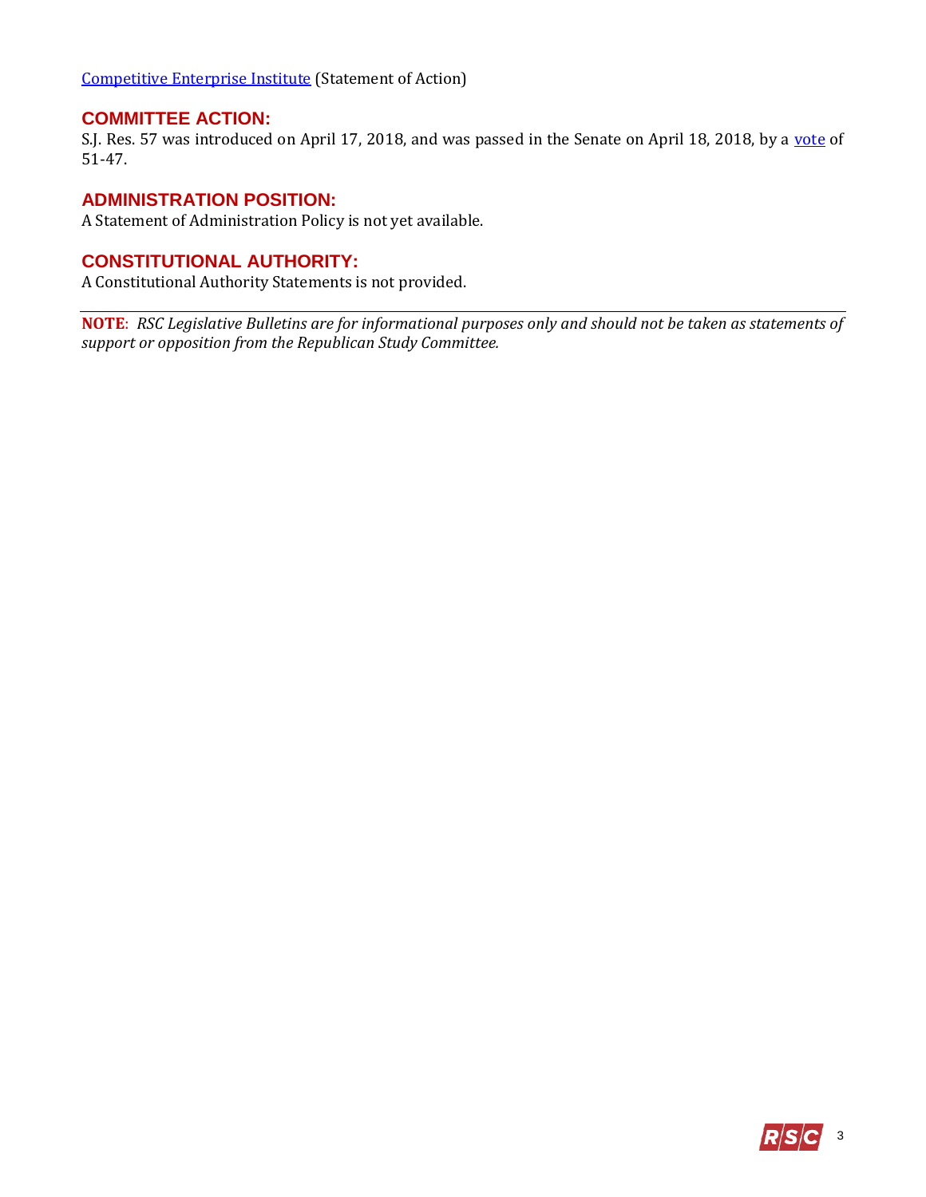[Competitive Enterprise Institute](#) (Statement of Action)

## COMMITTEE ACTION:

S.J. Res. 57 was introduced on April 17, 2018, and was passed in the Senate on April 18, 2018, by a [vote](#) of 51-47.

## ADMINISTRATION POSITION:

A Statement of Administration Policy is not yet available.

## CONSTITUTIONAL AUTHORITY:

A Constitutional Authority Statements is not provided.

---

**NOTE**: *RSC Legislative Bulletins are for informational purposes only and should not be taken as statements of support or opposition from the Republican Study Committee.*